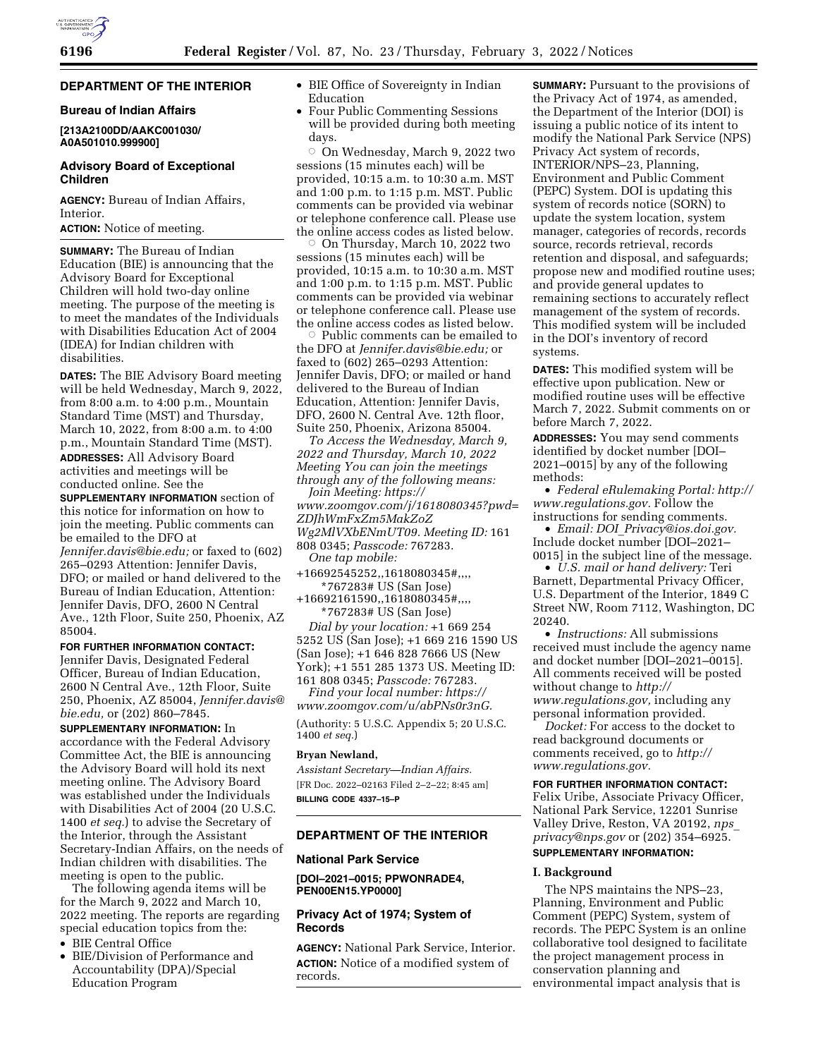## DEPARTMENT OF THE INTERIOR

### Bureau of Indian Affairs

**[213A2100DD/AAKC001030/ A0A501010.999900]**

### Advisory Board of Exceptional Children

**AGENCY:** Bureau of Indian Affairs, Interior.

**ACTION:** Notice of meeting.

**SUMMARY:** The Bureau of Indian Education (BIE) is announcing that the Advisory Board for Exceptional Children will hold two-day online meeting. The purpose of the meeting is to meet the mandates of the Individuals with Disabilities Education Act of 2004 (IDEA) for Indian children with disabilities.

**DATES:** The BIE Advisory Board meeting will be held Wednesday, March 9, 2022, from 8:00 a.m. to 4:00 p.m., Mountain Standard Time (MST) and Thursday, March 10, 2022, from 8:00 a.m. to 4:00 p.m., Mountain Standard Time (MST).

**ADDRESSES:** All Advisory Board activities and meetings will be conducted online. See the **SUPPLEMENTARY INFORMATION** section of this notice for information on how to join the meeting. Public comments can be emailed to the DFO at *Jennifer.davis@bie.edu;* or faxed to (602) 265–0293 Attention: Jennifer Davis, DFO; or mailed or hand delivered to the Bureau of Indian Education, Attention: Jennifer Davis, DFO, 2600 N Central Ave., 12th Floor, Suite 250, Phoenix, AZ 85004.

**FOR FURTHER INFORMATION CONTACT:** Jennifer Davis, Designated Federal Officer, Bureau of Indian Education, 2600 N Central Ave., 12th Floor, Suite 250, Phoenix, AZ 85004, *Jennifer.davis@bie.edu,* or (202) 860–7845.

**SUPPLEMENTARY INFORMATION:** In accordance with the Federal Advisory Committee Act, the BIE is announcing the Advisory Board will hold its next meeting online. The Advisory Board was established under the Individuals with Disabilities Act of 2004 (20 U.S.C. 1400 *et seq.*) to advise the Secretary of the Interior, through the Assistant Secretary-Indian Affairs, on the needs of Indian children with disabilities. The meeting is open to the public.

The following agenda items will be for the March 9, 2022 and March 10, 2022 meeting. The reports are regarding special education topics from the:

- BIE Central Office
- BIE/Division of Performance and Accountability (DPA)/Special Education Program
- BIE Office of Sovereignty in Indian Education
- Four Public Commenting Sessions will be provided during both meeting days.
  - On Wednesday, March 9, 2022 two sessions (15 minutes each) will be provided, 10:15 a.m. to 10:30 a.m. MST and 1:00 p.m. to 1:15 p.m. MST. Public comments can be provided via webinar or telephone conference call. Please use the online access codes as listed below.
  - On Thursday, March 10, 2022 two sessions (15 minutes each) will be provided, 10:15 a.m. to 10:30 a.m. MST and 1:00 p.m. to 1:15 p.m. MST. Public comments can be provided via webinar or telephone conference call. Please use the online access codes as listed below.
  - Public comments can be emailed to the DFO at *Jennifer.davis@bie.edu;* or faxed to (602) 265–0293 Attention: Jennifer Davis, DFO; or mailed or hand delivered to the Bureau of Indian Education, Attention: Jennifer Davis, DFO, 2600 N. Central Ave. 12th floor, Suite 250, Phoenix, Arizona 85004.

*To Access the Wednesday, March 9, 2022 and Thursday, March 10, 2022 Meeting You can join the meetings through any of the following means:*

*Join Meeting: https://www.zoomgov.com/j/1618080345?pwd=ZDJhWmFxZm5MakZoZWg2MlVXbENmUT09. Meeting ID:* 161 808 0345; *Passcode:* 767283.

*One tap mobile:*

+16692545252,,1618080345#,,,,*767283# US (San Jose)

+16692161590,,1618080345#,,,,*767283# US (San Jose)

*Dial by your location:* +1 669 254 5252 US (San Jose); +1 669 216 1590 US (San Jose); +1 646 828 7666 US (New York); +1 551 285 1373 US. Meeting ID: 161 808 0345; *Passcode:* 767283.

*Find your local number: https://www.zoomgov.com/u/abPNs0r3nG.*

(Authority: 5 U.S.C. Appendix 5; 20 U.S.C. 1400 *et seq.*)

**Bryan Newland,**

*Assistant Secretary—Indian Affairs.*

[FR Doc. 2022–02163 Filed 2–2–22; 8:45 am]

**BILLING CODE 4337–15–P**

## DEPARTMENT OF THE INTERIOR

### National Park Service

**[DOI–2021–0015; PPWONRADE4, PEN00EN15.YP0000]**

### Privacy Act of 1974; System of Records

**AGENCY:** National Park Service, Interior.

**ACTION:** Notice of a modified system of records.

**SUMMARY:** Pursuant to the provisions of the Privacy Act of 1974, as amended, the Department of the Interior (DOI) is issuing a public notice of its intent to modify the National Park Service (NPS) Privacy Act system of records, INTERIOR/NPS–23, Planning, Environment and Public Comment (PEPC) System. DOI is updating this system of records notice (SORN) to update the system location, system manager, categories of records, records source, records retrieval, records retention and disposal, and safeguards; propose new and modified routine uses; and provide general updates to remaining sections to accurately reflect management of the system of records. This modified system will be included in the DOI's inventory of record systems.

**DATES:** This modified system will be effective upon publication. New or modified routine uses will be effective March 7, 2022. Submit comments on or before March 7, 2022.

**ADDRESSES:** You may send comments identified by docket number [DOI–2021–0015] by any of the following methods:

- *Federal eRulemaking Portal: http://www.regulations.gov.* Follow the instructions for sending comments.
- *Email: DOI_Privacy@ios.doi.gov.* Include docket number [DOI–2021–0015] in the subject line of the message.
- *U.S. mail or hand delivery:* Teri Barnett, Departmental Privacy Officer, U.S. Department of the Interior, 1849 C Street NW, Room 7112, Washington, DC 20240.
- *Instructions:* All submissions received must include the agency name and docket number [DOI–2021–0015]. All comments received will be posted without change to *http://www.regulations.gov,* including any personal information provided.

*Docket:* For access to the docket to read background documents or comments received, go to *http://www.regulations.gov.*

**FOR FURTHER INFORMATION CONTACT:** Felix Uribe, Associate Privacy Officer, National Park Service, 12201 Sunrise Valley Drive, Reston, VA 20192, *nps_privacy@nps.gov* or (202) 354–6925.

**SUPPLEMENTARY INFORMATION:**

#### I. Background

The NPS maintains the NPS–23, Planning, Environment and Public Comment (PEPC) System, system of records. The PEPC System is an online collaborative tool designed to facilitate the project management process in conservation planning and environmental impact analysis that is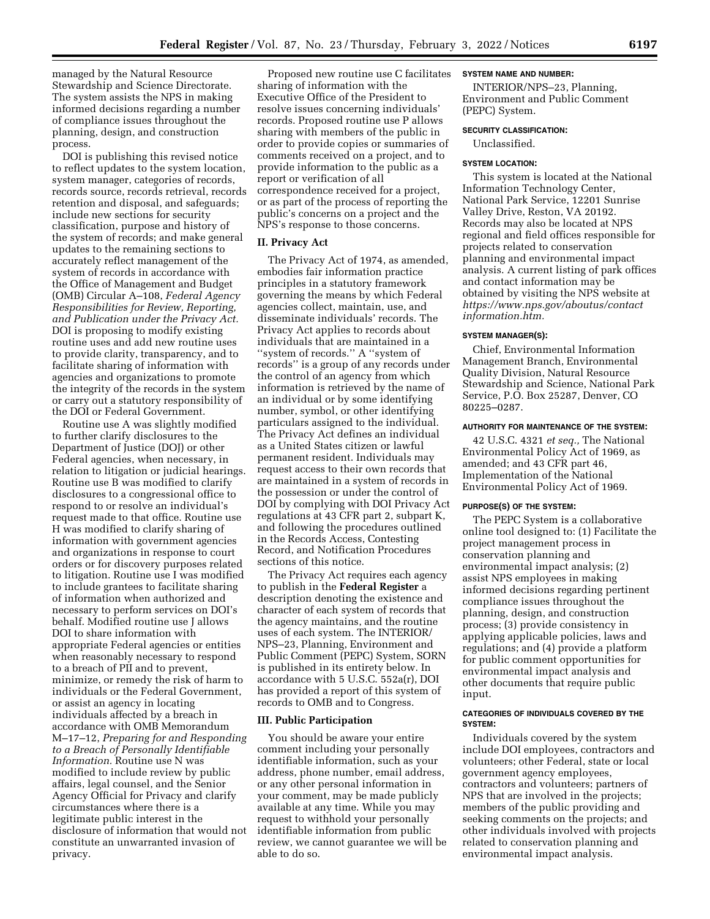managed by the Natural Resource Stewardship and Science Directorate. The system assists the NPS in making informed decisions regarding a number of compliance issues throughout the planning, design, and construction process.

DOI is publishing this revised notice to reflect updates to the system location, system manager, categories of records, records source, records retrieval, records retention and disposal, and safeguards; include new sections for security classification, purpose and history of the system of records; and make general updates to the remaining sections to accurately reflect management of the system of records in accordance with the Office of Management and Budget (OMB) Circular A–108, *Federal Agency Responsibilities for Review, Reporting, and Publication under the Privacy Act.* DOI is proposing to modify existing routine uses and add new routine uses to provide clarity, transparency, and to facilitate sharing of information with agencies and organizations to promote the integrity of the records in the system or carry out a statutory responsibility of the DOI or Federal Government.

Routine use A was slightly modified to further clarify disclosures to the Department of Justice (DOJ) or other Federal agencies, when necessary, in relation to litigation or judicial hearings. Routine use B was modified to clarify disclosures to a congressional office to respond to or resolve an individual's request made to that office. Routine use H was modified to clarify sharing of information with government agencies and organizations in response to court orders or for discovery purposes related to litigation. Routine use I was modified to include grantees to facilitate sharing of information when authorized and necessary to perform services on DOI's behalf. Modified routine use J allows DOI to share information with appropriate Federal agencies or entities when reasonably necessary to respond to a breach of PII and to prevent, minimize, or remedy the risk of harm to individuals or the Federal Government, or assist an agency in locating individuals affected by a breach in accordance with OMB Memorandum M–17–12, *Preparing for and Responding to a Breach of Personally Identifiable Information.* Routine use N was modified to include review by public affairs, legal counsel, and the Senior Agency Official for Privacy and clarify circumstances where there is a legitimate public interest in the disclosure of information that would not constitute an unwarranted invasion of privacy.

Proposed new routine use C facilitates sharing of information with the Executive Office of the President to resolve issues concerning individuals' records. Proposed routine use P allows sharing with members of the public in order to provide copies or summaries of comments received on a project, and to provide information to the public as a report or verification of all correspondence received for a project, or as part of the process of reporting the public's concerns on a project and the NPS's response to those concerns.

## II. Privacy Act

The Privacy Act of 1974, as amended, embodies fair information practice principles in a statutory framework governing the means by which Federal agencies collect, maintain, use, and disseminate individuals' records. The Privacy Act applies to records about individuals that are maintained in a "system of records." A "system of records" is a group of any records under the control of an agency from which information is retrieved by the name of an individual or by some identifying number, symbol, or other identifying particulars assigned to the individual. The Privacy Act defines an individual as a United States citizen or lawful permanent resident. Individuals may request access to their own records that are maintained in a system of records in the possession or under the control of DOI by complying with DOI Privacy Act regulations at 43 CFR part 2, subpart K, and following the procedures outlined in the Records Access, Contesting Record, and Notification Procedures sections of this notice.

The Privacy Act requires each agency to publish in the **Federal Register** a description denoting the existence and character of each system of records that the agency maintains, and the routine uses of each system. The INTERIOR/NPS–23, Planning, Environment and Public Comment (PEPC) System, SORN is published in its entirety below. In accordance with 5 U.S.C. 552a(r), DOI has provided a report of this system of records to OMB and to Congress.

## III. Public Participation

You should be aware your entire comment including your personally identifiable information, such as your address, phone number, email address, or any other personal information in your comment, may be made publicly available at any time. While you may request to withhold your personally identifiable information from public review, we cannot guarantee we will be able to do so.

#### SYSTEM NAME AND NUMBER:

INTERIOR/NPS–23, Planning, Environment and Public Comment (PEPC) System.

#### SECURITY CLASSIFICATION:

Unclassified.

#### SYSTEM LOCATION:

This system is located at the National Information Technology Center, National Park Service, 12201 Sunrise Valley Drive, Reston, VA 20192. Records may also be located at NPS regional and field offices responsible for projects related to conservation planning and environmental impact analysis. A current listing of park offices and contact information may be obtained by visiting the NPS website at *https://www.nps.gov/aboutus/contactinformation.htm.*

#### SYSTEM MANAGER(S):

Chief, Environmental Information Management Branch, Environmental Quality Division, Natural Resource Stewardship and Science, National Park Service, P.O. Box 25287, Denver, CO 80225–0287.

#### AUTHORITY FOR MAINTENANCE OF THE SYSTEM:

42 U.S.C. 4321 *et seq.,* The National Environmental Policy Act of 1969, as amended; and 43 CFR part 46, Implementation of the National Environmental Policy Act of 1969.

#### PURPOSE(S) OF THE SYSTEM:

The PEPC System is a collaborative online tool designed to: (1) Facilitate the project management process in conservation planning and environmental impact analysis; (2) assist NPS employees in making informed decisions regarding pertinent compliance issues throughout the planning, design, and construction process; (3) provide consistency in applying applicable policies, laws and regulations; and (4) provide a platform for public comment opportunities for environmental impact analysis and other documents that require public input.

#### CATEGORIES OF INDIVIDUALS COVERED BY THE SYSTEM:

Individuals covered by the system include DOI employees, contractors and volunteers; other Federal, state or local government agency employees, contractors and volunteers; partners of NPS that are involved in the projects; members of the public providing and seeking comments on the projects; and other individuals involved with projects related to conservation planning and environmental impact analysis.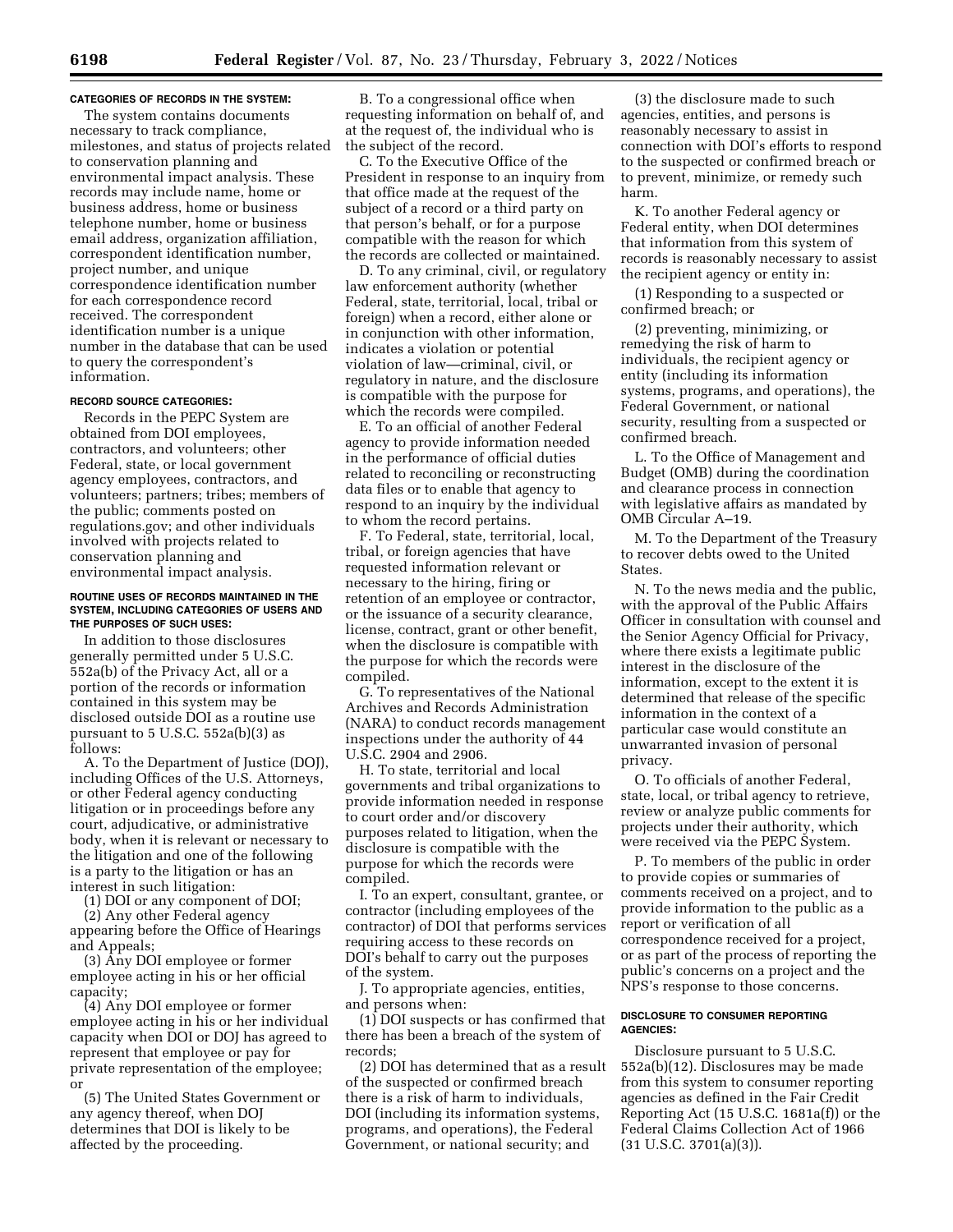**CATEGORIES OF RECORDS IN THE SYSTEM:**

The system contains documents necessary to track compliance, milestones, and status of projects related to conservation planning and environmental impact analysis. These records may include name, home or business address, home or business telephone number, home or business email address, organization affiliation, correspondent identification number, project number, and unique correspondence identification number for each correspondence record received. The correspondent identification number is a unique number in the database that can be used to query the correspondent's information.

**RECORD SOURCE CATEGORIES:**

Records in the PEPC System are obtained from DOI employees, contractors, and volunteers; other Federal, state, or local government agency employees, contractors, and volunteers; partners; tribes; members of the public; comments posted on regulations.gov; and other individuals involved with projects related to conservation planning and environmental impact analysis.

**ROUTINE USES OF RECORDS MAINTAINED IN THE SYSTEM, INCLUDING CATEGORIES OF USERS AND THE PURPOSES OF SUCH USES:**

In addition to those disclosures generally permitted under 5 U.S.C. 552a(b) of the Privacy Act, all or a portion of the records or information contained in this system may be disclosed outside DOI as a routine use pursuant to 5 U.S.C. 552a(b)(3) as follows:

A. To the Department of Justice (DOJ), including Offices of the U.S. Attorneys, or other Federal agency conducting litigation or in proceedings before any court, adjudicative, or administrative body, when it is relevant or necessary to the litigation and one of the following is a party to the litigation or has an interest in such litigation:

(1) DOI or any component of DOI;

(2) Any other Federal agency appearing before the Office of Hearings and Appeals;

(3) Any DOI employee or former employee acting in his or her official capacity;

(4) Any DOI employee or former employee acting in his or her individual capacity when DOI or DOJ has agreed to represent that employee or pay for private representation of the employee; or

(5) The United States Government or any agency thereof, when DOJ determines that DOI is likely to be affected by the proceeding.

B. To a congressional office when requesting information on behalf of, and at the request of, the individual who is the subject of the record.

C. To the Executive Office of the President in response to an inquiry from that office made at the request of the subject of a record or a third party on that person's behalf, or for a purpose compatible with the reason for which the records are collected or maintained.

D. To any criminal, civil, or regulatory law enforcement authority (whether Federal, state, territorial, local, tribal or foreign) when a record, either alone or in conjunction with other information, indicates a violation or potential violation of law—criminal, civil, or regulatory in nature, and the disclosure is compatible with the purpose for which the records were compiled.

E. To an official of another Federal agency to provide information needed in the performance of official duties related to reconciling or reconstructing data files or to enable that agency to respond to an inquiry by the individual to whom the record pertains.

F. To Federal, state, territorial, local, tribal, or foreign agencies that have requested information relevant or necessary to the hiring, firing or retention of an employee or contractor, or the issuance of a security clearance, license, contract, grant or other benefit, when the disclosure is compatible with the purpose for which the records were compiled.

G. To representatives of the National Archives and Records Administration (NARA) to conduct records management inspections under the authority of 44 U.S.C. 2904 and 2906.

H. To state, territorial and local governments and tribal organizations to provide information needed in response to court order and/or discovery purposes related to litigation, when the disclosure is compatible with the purpose for which the records were compiled.

I. To an expert, consultant, grantee, or contractor (including employees of the contractor) of DOI that performs services requiring access to these records on DOI's behalf to carry out the purposes of the system.

J. To appropriate agencies, entities, and persons when:

(1) DOI suspects or has confirmed that there has been a breach of the system of records;

(2) DOI has determined that as a result of the suspected or confirmed breach there is a risk of harm to individuals, DOI (including its information systems, programs, and operations), the Federal Government, or national security; and

(3) the disclosure made to such agencies, entities, and persons is reasonably necessary to assist in connection with DOI's efforts to respond to the suspected or confirmed breach or to prevent, minimize, or remedy such harm.

K. To another Federal agency or Federal entity, when DOI determines that information from this system of records is reasonably necessary to assist the recipient agency or entity in:

(1) Responding to a suspected or confirmed breach; or

(2) preventing, minimizing, or remedying the risk of harm to individuals, the recipient agency or entity (including its information systems, programs, and operations), the Federal Government, or national security, resulting from a suspected or confirmed breach.

L. To the Office of Management and Budget (OMB) during the coordination and clearance process in connection with legislative affairs as mandated by OMB Circular A–19.

M. To the Department of the Treasury to recover debts owed to the United States.

N. To the news media and the public, with the approval of the Public Affairs Officer in consultation with counsel and the Senior Agency Official for Privacy, where there exists a legitimate public interest in the disclosure of the information, except to the extent it is determined that release of the specific information in the context of a particular case would constitute an unwarranted invasion of personal privacy.

O. To officials of another Federal, state, local, or tribal agency to retrieve, review or analyze public comments for projects under their authority, which were received via the PEPC System.

P. To members of the public in order to provide copies or summaries of comments received on a project, and to provide information to the public as a report or verification of all correspondence received for a project, or as part of the process of reporting the public's concerns on a project and the NPS's response to those concerns.

**DISCLOSURE TO CONSUMER REPORTING AGENCIES:**

Disclosure pursuant to 5 U.S.C. 552a(b)(12). Disclosures may be made from this system to consumer reporting agencies as defined in the Fair Credit Reporting Act (15 U.S.C. 1681a(f)) or the Federal Claims Collection Act of 1966 (31 U.S.C. 3701(a)(3)).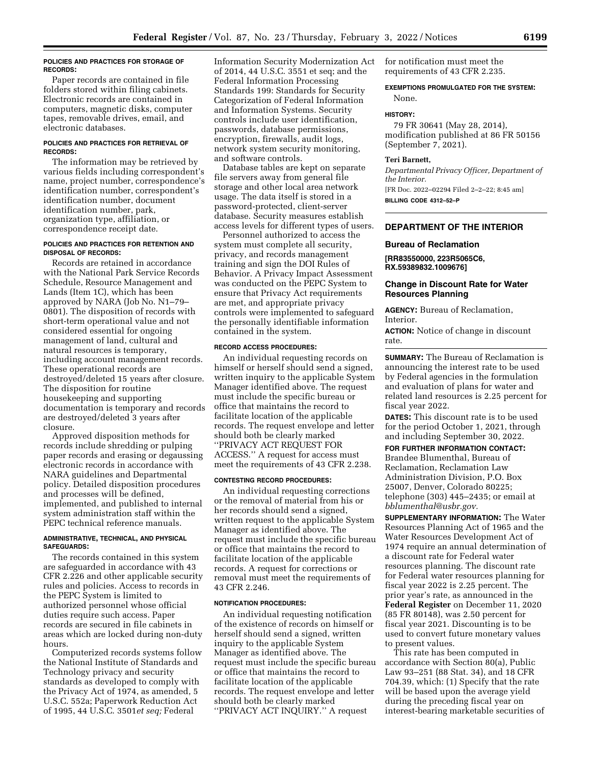**POLICIES AND PRACTICES FOR STORAGE OF RECORDS:**

Paper records are contained in file folders stored within filing cabinets. Electronic records are contained in computers, magnetic disks, computer tapes, removable drives, email, and electronic databases.

**POLICIES AND PRACTICES FOR RETRIEVAL OF RECORDS:**

The information may be retrieved by various fields including correspondent's name, project number, correspondence's identification number, correspondent's identification number, document identification number, park, organization type, affiliation, or correspondence receipt date.

**POLICIES AND PRACTICES FOR RETENTION AND DISPOSAL OF RECORDS:**

Records are retained in accordance with the National Park Service Records Schedule, Resource Management and Lands (Item 1C), which has been approved by NARA (Job No. N1–79–0801). The disposition of records with short-term operational value and not considered essential for ongoing management of land, cultural and natural resources is temporary, including account management records. These operational records are destroyed/deleted 15 years after closure. The disposition for routine housekeeping and supporting documentation is temporary and records are destroyed/deleted 3 years after closure.

Approved disposition methods for records include shredding or pulping paper records and erasing or degaussing electronic records in accordance with NARA guidelines and Departmental policy. Detailed disposition procedures and processes will be defined, implemented, and published to internal system administration staff within the PEPC technical reference manuals.

**ADMINISTRATIVE, TECHNICAL, AND PHYSICAL SAFEGUARDS:**

The records contained in this system are safeguarded in accordance with 43 CFR 2.226 and other applicable security rules and policies. Access to records in the PEPC System is limited to authorized personnel whose official duties require such access. Paper records are secured in file cabinets in areas which are locked during non-duty hours.

Computerized records systems follow the National Institute of Standards and Technology privacy and security standards as developed to comply with the Privacy Act of 1974, as amended, 5 U.S.C. 552a; Paperwork Reduction Act of 1995, 44 U.S.C. 3501 *et seq;* Federal Information Security Modernization Act of 2014, 44 U.S.C. 3551 et seq; and the Federal Information Processing Standards 199: Standards for Security Categorization of Federal Information and Information Systems. Security controls include user identification, passwords, database permissions, encryption, firewalls, audit logs, network system security monitoring, and software controls.

Database tables are kept on separate file servers away from general file storage and other local area network usage. The data itself is stored in a password-protected, client-server database. Security measures establish access levels for different types of users.

Personnel authorized to access the system must complete all security, privacy, and records management training and sign the DOI Rules of Behavior. A Privacy Impact Assessment was conducted on the PEPC System to ensure that Privacy Act requirements are met, and appropriate privacy controls were implemented to safeguard the personally identifiable information contained in the system.

**RECORD ACCESS PROCEDURES:**

An individual requesting records on himself or herself should send a signed, written inquiry to the applicable System Manager identified above. The request must include the specific bureau or office that maintains the record to facilitate location of the applicable records. The request envelope and letter should both be clearly marked ''PRIVACY ACT REQUEST FOR ACCESS.'' A request for access must meet the requirements of 43 CFR 2.238.

**CONTESTING RECORD PROCEDURES:**

An individual requesting corrections or the removal of material from his or her records should send a signed, written request to the applicable System Manager as identified above. The request must include the specific bureau or office that maintains the record to facilitate location of the applicable records. A request for corrections or removal must meet the requirements of 43 CFR 2.246.

**NOTIFICATION PROCEDURES:**

An individual requesting notification of the existence of records on himself or herself should send a signed, written inquiry to the applicable System Manager as identified above. The request must include the specific bureau or office that maintains the record to facilitate location of the applicable records. The request envelope and letter should both be clearly marked ''PRIVACY ACT INQUIRY.'' A request for notification must meet the requirements of 43 CFR 2.235.

**EXEMPTIONS PROMULGATED FOR THE SYSTEM:**

None.

**HISTORY:**

79 FR 30641 (May 28, 2014), modification published at 86 FR 50156 (September 7, 2021).

**Teri Barnett,**

*Departmental Privacy Officer, Department of the Interior.*

[FR Doc. 2022–02294 Filed 2–2–22; 8:45 am]

**BILLING CODE 4312–52–P**

---

## DEPARTMENT OF THE INTERIOR

### Bureau of Reclamation

**[RR83550000, 223R5065C6, RX.59389832.1009676]**

### Change in Discount Rate for Water Resources Planning

**AGENCY:** Bureau of Reclamation, Interior.

**ACTION:** Notice of change in discount rate.

**SUMMARY:** The Bureau of Reclamation is announcing the interest rate to be used by Federal agencies in the formulation and evaluation of plans for water and related land resources is 2.25 percent for fiscal year 2022.

**DATES:** This discount rate is to be used for the period October 1, 2021, through and including September 30, 2022.

**FOR FURTHER INFORMATION CONTACT:** Brandee Blumenthal, Bureau of Reclamation, Reclamation Law Administration Division, P.O. Box 25007, Denver, Colorado 80225; telephone (303) 445–2435; or email at *bblumenthal@usbr.gov.*

**SUPPLEMENTARY INFORMATION:** The Water Resources Planning Act of 1965 and the Water Resources Development Act of 1974 require an annual determination of a discount rate for Federal water resources planning. The discount rate for Federal water resources planning for fiscal year 2022 is 2.25 percent. The prior year's rate, as announced in the **Federal Register** on December 11, 2020 (85 FR 80148), was 2.50 percent for fiscal year 2021. Discounting is to be used to convert future monetary values to present values.

This rate has been computed in accordance with Section 80(a), Public Law 93–251 (88 Stat. 34), and 18 CFR 704.39, which: (1) Specify that the rate will be based upon the average yield during the preceding fiscal year on interest-bearing marketable securities of